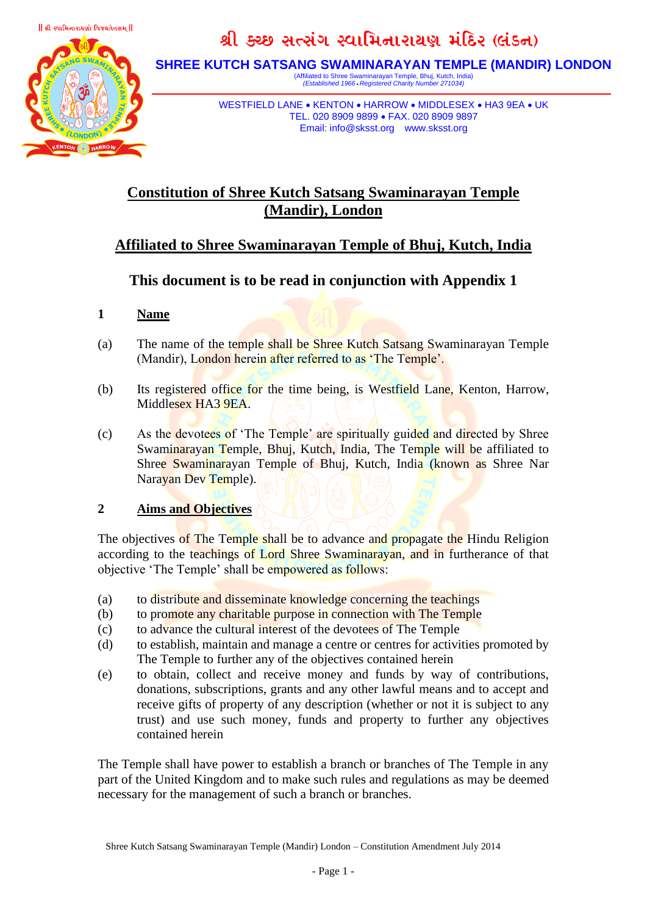શ્રી કચ્છ સત્સંગ સ્વામિનારાયણ મંદિર (લંડન)

**SHREE KUTCH SATSANG SWAMINARAYAN TEMPLE (MANDIR) LONDON**

(Affiliated to Shree Swaminarayan Temple, Bhuj, Kutch, India)
*(Established 1966 • Registered Charity Number 271034)*

WESTFIELD LANE • KENTON • HARROW • MIDDLESEX • HA3 9EA • UK
TEL. 020 8909 9899 • FAX. 020 8909 9897
Email: info@sksst.org www.sksst.org

# Constitution of Shree Kutch Satsang Swaminarayan Temple (Mandir), London

## Affiliated to Shree Swaminarayan Temple of Bhuj, Kutch, India

## This document is to be read in conjunction with Appendix 1

### 1 Name

(a) The name of the temple shall be Shree Kutch Satsang Swaminarayan Temple (Mandir), London herein after referred to as 'The Temple'.

(b) Its registered office for the time being, is Westfield Lane, Kenton, Harrow, Middlesex HA3 9EA.

(c) As the devotees of 'The Temple' are spiritually guided and directed by Shree Swaminarayan Temple, Bhuj, Kutch, India, The Temple will be affiliated to Shree Swaminarayan Temple of Bhuj, Kutch, India (known as Shree Nar Narayan Dev Temple).

### 2 Aims and Objectives

The objectives of The Temple shall be to advance and propagate the Hindu Religion according to the teachings of Lord Shree Swaminarayan, and in furtherance of that objective 'The Temple' shall be empowered as follows:

(a) to distribute and disseminate knowledge concerning the teachings
(b) to promote any charitable purpose in connection with The Temple
(c) to advance the cultural interest of the devotees of The Temple
(d) to establish, maintain and manage a centre or centres for activities promoted by The Temple to further any of the objectives contained herein
(e) to obtain, collect and receive money and funds by way of contributions, donations, subscriptions, grants and any other lawful means and to accept and receive gifts of property of any description (whether or not it is subject to any trust) and use such money, funds and property to further any objectives contained herein

The Temple shall have power to establish a branch or branches of The Temple in any part of the United Kingdom and to make such rules and regulations as may be deemed necessary for the management of such a branch or branches.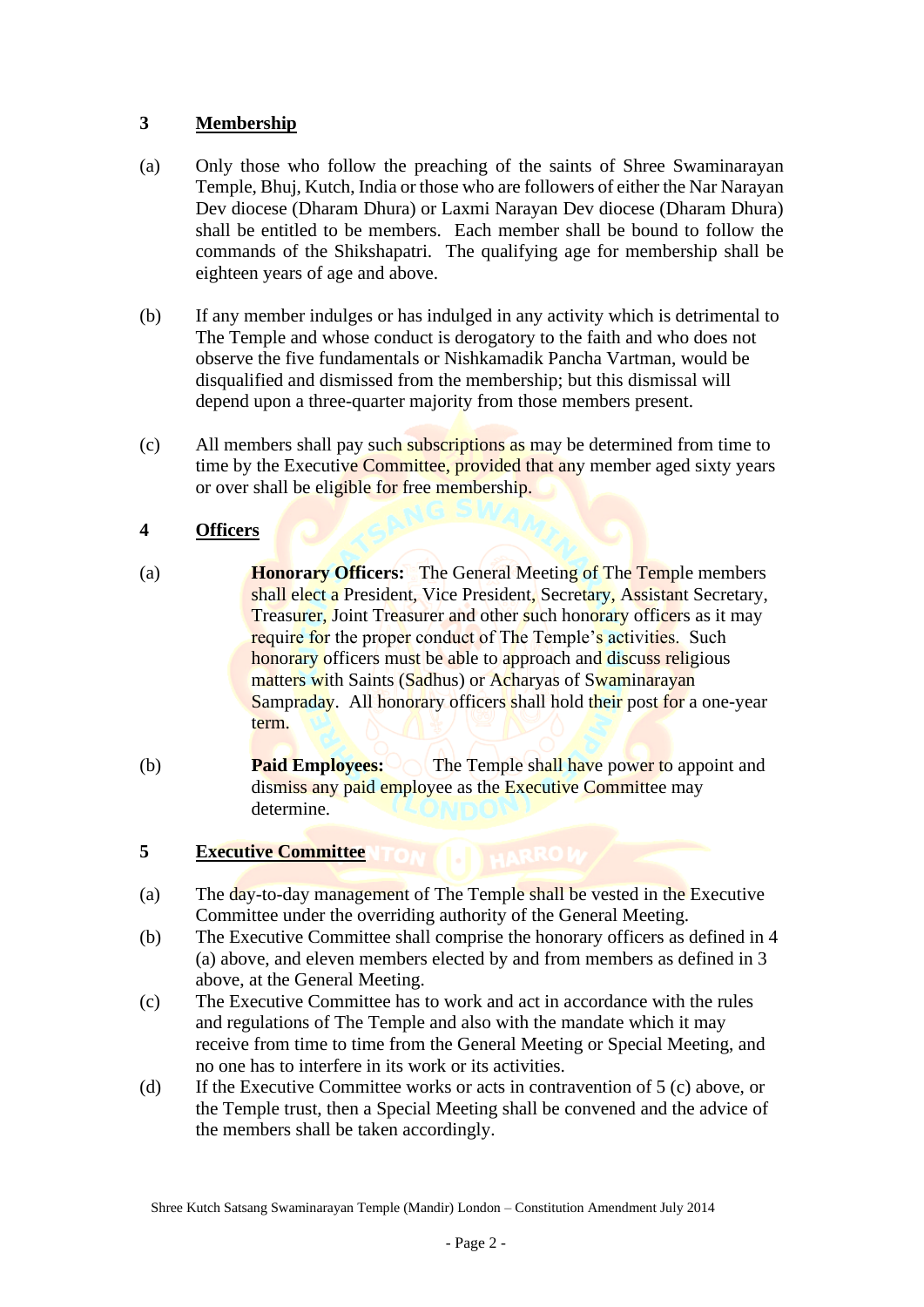## 3 Membership

(a) Only those who follow the preaching of the saints of Shree Swaminarayan Temple, Bhuj, Kutch, India or those who are followers of either the Nar Narayan Dev diocese (Dharam Dhura) or Laxmi Narayan Dev diocese (Dharam Dhura) shall be entitled to be members. Each member shall be bound to follow the commands of the Shikshapatri. The qualifying age for membership shall be eighteen years of age and above.

(b) If any member indulges or has indulged in any activity which is detrimental to The Temple and whose conduct is derogatory to the faith and who does not observe the five fundamentals or Nishkamadik Pancha Vartman, would be disqualified and dismissed from the membership; but this dismissal will depend upon a three-quarter majority from those members present.

(c) All members shall pay such subscriptions as may be determined from time to time by the Executive Committee, provided that any member aged sixty years or over shall be eligible for free membership.

## 4 Officers

(a) **Honorary Officers:** The General Meeting of The Temple members shall elect a President, Vice President, Secretary, Assistant Secretary, Treasurer, Joint Treasurer and other such honorary officers as it may require for the proper conduct of The Temple's activities. Such honorary officers must be able to approach and discuss religious matters with Saints (Sadhus) or Acharyas of Swaminarayan Sampraday. All honorary officers shall hold their post for a one-year term.

(b) **Paid Employees:** The Temple shall have power to appoint and dismiss any paid employee as the Executive Committee may determine.

## 5 Executive Committee

(a) The day-to-day management of The Temple shall be vested in the Executive Committee under the overriding authority of the General Meeting.

(b) The Executive Committee shall comprise the honorary officers as defined in 4 (a) above, and eleven members elected by and from members as defined in 3 above, at the General Meeting.

(c) The Executive Committee has to work and act in accordance with the rules and regulations of The Temple and also with the mandate which it may receive from time to time from the General Meeting or Special Meeting, and no one has to interfere in its work or its activities.

(d) If the Executive Committee works or acts in contravention of 5 (c) above, or the Temple trust, then a Special Meeting shall be convened and the advice of the members shall be taken accordingly.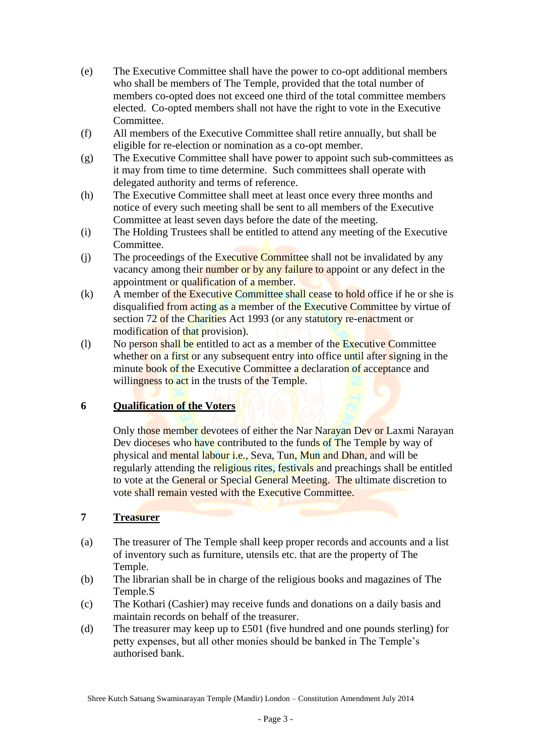(e) The Executive Committee shall have the power to co-opt additional members who shall be members of The Temple, provided that the total number of members co-opted does not exceed one third of the total committee members elected. Co-opted members shall not have the right to vote in the Executive Committee.

(f) All members of the Executive Committee shall retire annually, but shall be eligible for re-election or nomination as a co-opt member.

(g) The Executive Committee shall have power to appoint such sub-committees as it may from time to time determine. Such committees shall operate with delegated authority and terms of reference.

(h) The Executive Committee shall meet at least once every three months and notice of every such meeting shall be sent to all members of the Executive Committee at least seven days before the date of the meeting.

(i) The Holding Trustees shall be entitled to attend any meeting of the Executive Committee.

(j) The proceedings of the Executive Committee shall not be invalidated by any vacancy among their number or by any failure to appoint or any defect in the appointment or qualification of a member.

(k) A member of the Executive Committee shall cease to hold office if he or she is disqualified from acting as a member of the Executive Committee by virtue of section 72 of the Charities Act 1993 (or any statutory re-enactment or modification of that provision).

(l) No person shall be entitled to act as a member of the Executive Committee whether on a first or any subsequent entry into office until after signing in the minute book of the Executive Committee a declaration of acceptance and willingness to act in the trusts of the Temple.

## 6 Qualification of the Voters

Only those member devotees of either the Nar Narayan Dev or Laxmi Narayan Dev dioceses who have contributed to the funds of The Temple by way of physical and mental labour i.e., Seva, Tun, Mun and Dhan, and will be regularly attending the religious rites, festivals and preachings shall be entitled to vote at the General or Special General Meeting. The ultimate discretion to vote shall remain vested with the Executive Committee.

## 7 Treasurer

(a) The treasurer of The Temple shall keep proper records and accounts and a list of inventory such as furniture, utensils etc. that are the property of The Temple.

(b) The librarian shall be in charge of the religious books and magazines of The Temple.S

(c) The Kothari (Cashier) may receive funds and donations on a daily basis and maintain records on behalf of the treasurer.

(d) The treasurer may keep up to £501 (five hundred and one pounds sterling) for petty expenses, but all other monies should be banked in The Temple's authorised bank.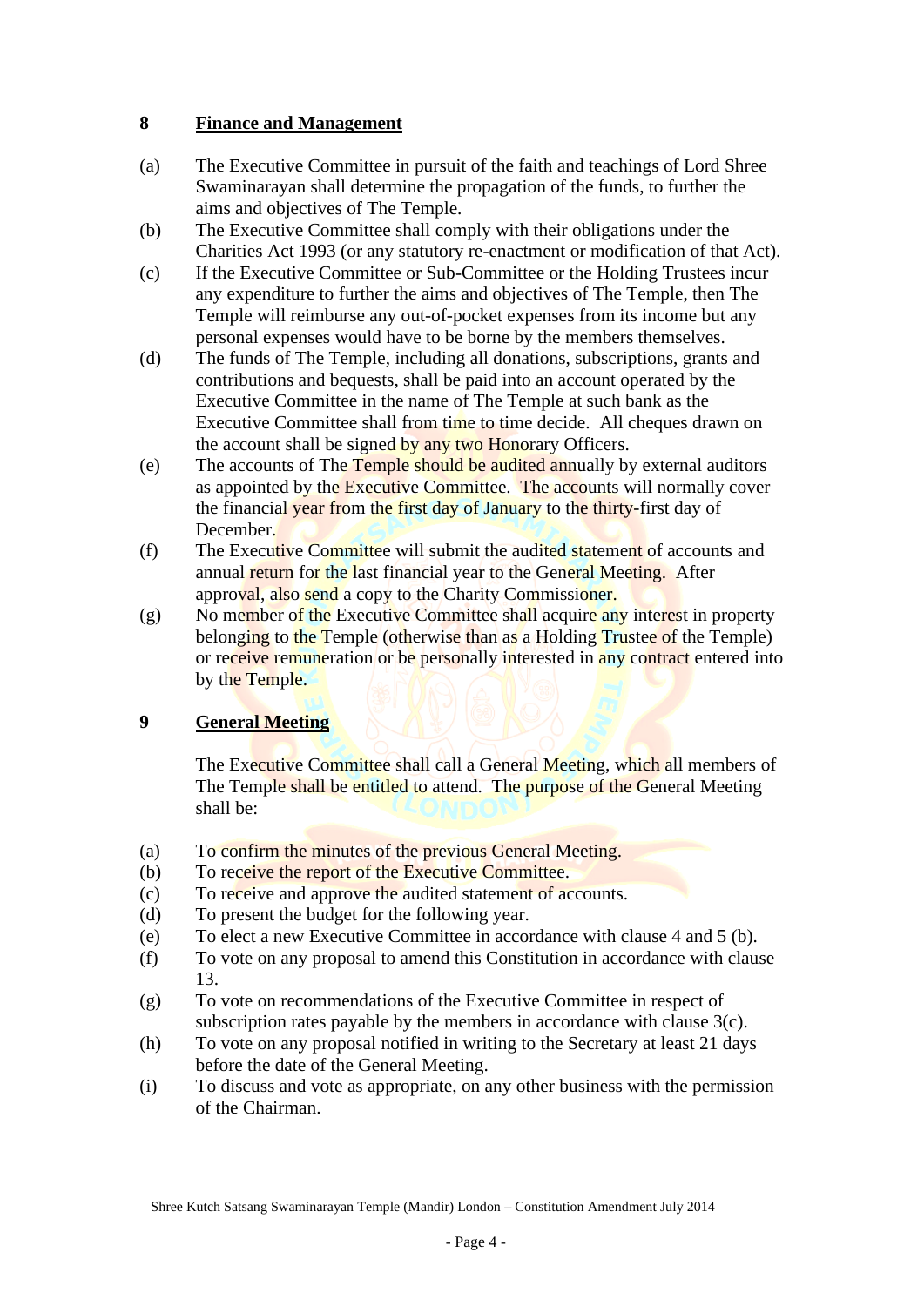## 8 Finance and Management

(a) The Executive Committee in pursuit of the faith and teachings of Lord Shree Swaminarayan shall determine the propagation of the funds, to further the aims and objectives of The Temple.

(b) The Executive Committee shall comply with their obligations under the Charities Act 1993 (or any statutory re-enactment or modification of that Act).

(c) If the Executive Committee or Sub-Committee or the Holding Trustees incur any expenditure to further the aims and objectives of The Temple, then The Temple will reimburse any out-of-pocket expenses from its income but any personal expenses would have to be borne by the members themselves.

(d) The funds of The Temple, including all donations, subscriptions, grants and contributions and bequests, shall be paid into an account operated by the Executive Committee in the name of The Temple at such bank as the Executive Committee shall from time to time decide. All cheques drawn on the account shall be signed by any two Honorary Officers.

(e) The accounts of The Temple should be audited annually by external auditors as appointed by the Executive Committee. The accounts will normally cover the financial year from the first day of January to the thirty-first day of December.

(f) The Executive Committee will submit the audited statement of accounts and annual return for the last financial year to the General Meeting. After approval, also send a copy to the Charity Commissioner.

(g) No member of the Executive Committee shall acquire any interest in property belonging to the Temple (otherwise than as a Holding Trustee of the Temple) or receive remuneration or be personally interested in any contract entered into by the Temple.

## 9 General Meeting

The Executive Committee shall call a General Meeting, which all members of The Temple shall be entitled to attend. The purpose of the General Meeting shall be:

(a) To confirm the minutes of the previous General Meeting.

(b) To receive the report of the Executive Committee.

(c) To receive and approve the audited statement of accounts.

(d) To present the budget for the following year.

(e) To elect a new Executive Committee in accordance with clause 4 and 5 (b).

(f) To vote on any proposal to amend this Constitution in accordance with clause 13.

(g) To vote on recommendations of the Executive Committee in respect of subscription rates payable by the members in accordance with clause 3(c).

(h) To vote on any proposal notified in writing to the Secretary at least 21 days before the date of the General Meeting.

(i) To discuss and vote as appropriate, on any other business with the permission of the Chairman.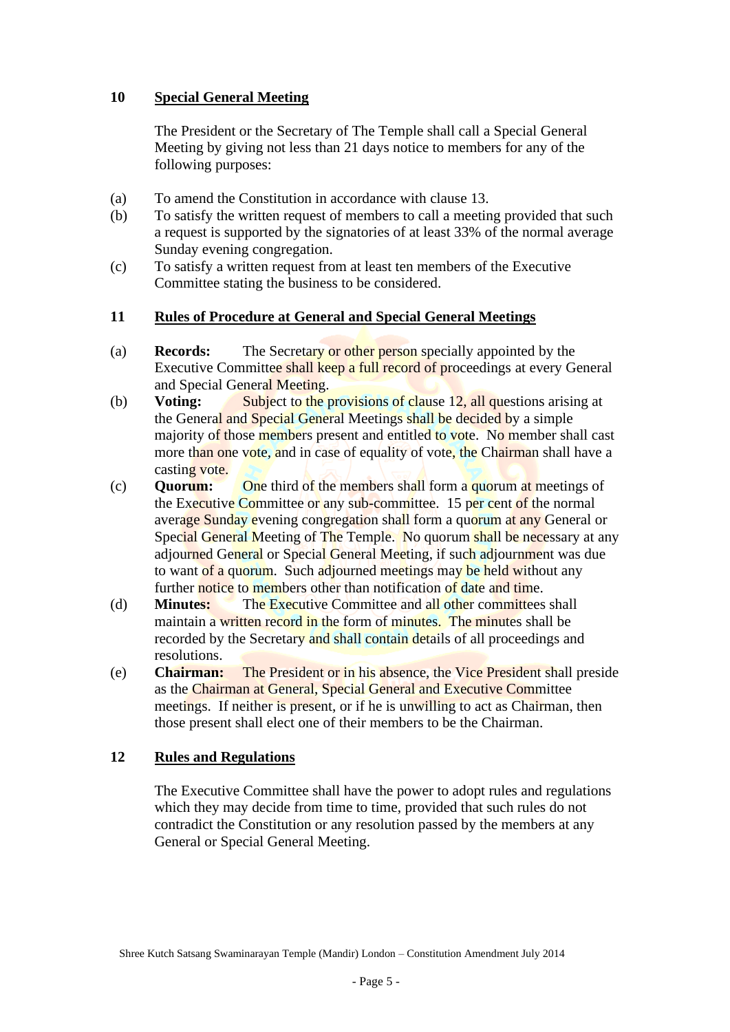## 10 Special General Meeting

The President or the Secretary of The Temple shall call a Special General Meeting by giving not less than 21 days notice to members for any of the following purposes:

(a) To amend the Constitution in accordance with clause 13.

(b) To satisfy the written request of members to call a meeting provided that such a request is supported by the signatories of at least 33% of the normal average Sunday evening congregation.

(c) To satisfy a written request from at least ten members of the Executive Committee stating the business to be considered.

## 11 Rules of Procedure at General and Special General Meetings

(a) **Records:** The Secretary or other person specially appointed by the Executive Committee shall keep a full record of proceedings at every General and Special General Meeting.

(b) **Voting:** Subject to the provisions of clause 12, all questions arising at the General and Special General Meetings shall be decided by a simple majority of those members present and entitled to vote. No member shall cast more than one vote, and in case of equality of vote, the Chairman shall have a casting vote.

(c) **Quorum:** One third of the members shall form a quorum at meetings of the Executive Committee or any sub-committee. 15 per cent of the normal average Sunday evening congregation shall form a quorum at any General or Special General Meeting of The Temple. No quorum shall be necessary at any adjourned General or Special General Meeting, if such adjournment was due to want of a quorum. Such adjourned meetings may be held without any further notice to members other than notification of date and time.

(d) **Minutes:** The Executive Committee and all other committees shall maintain a written record in the form of minutes. The minutes shall be recorded by the Secretary and shall contain details of all proceedings and resolutions.

(e) **Chairman:** The President or in his absence, the Vice President shall preside as the Chairman at General, Special General and Executive Committee meetings. If neither is present, or if he is unwilling to act as Chairman, then those present shall elect one of their members to be the Chairman.

## 12 Rules and Regulations

The Executive Committee shall have the power to adopt rules and regulations which they may decide from time to time, provided that such rules do not contradict the Constitution or any resolution passed by the members at any General or Special General Meeting.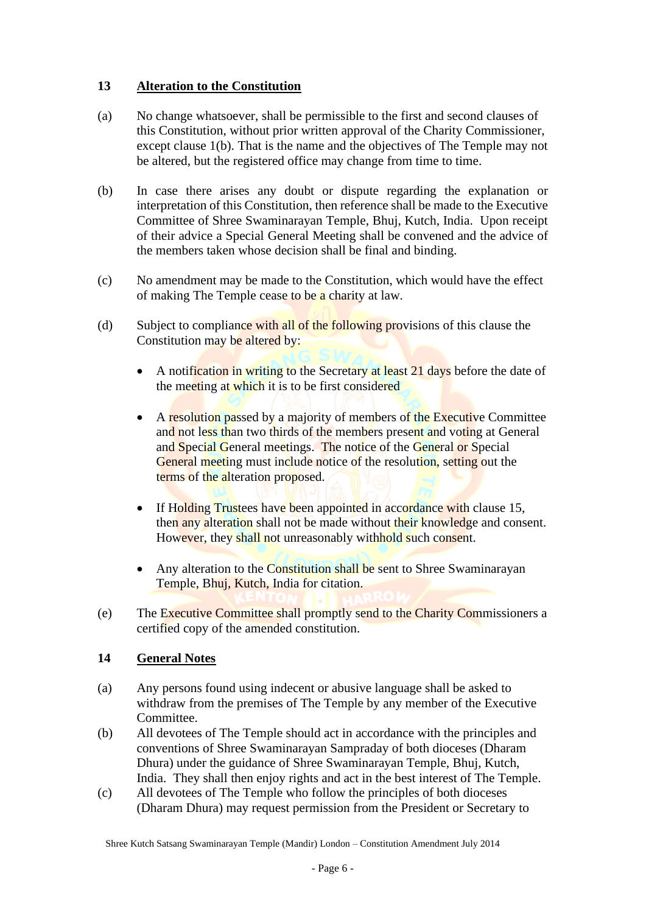## 13 Alteration to the Constitution

(a) No change whatsoever, shall be permissible to the first and second clauses of this Constitution, without prior written approval of the Charity Commissioner, except clause 1(b). That is the name and the objectives of The Temple may not be altered, but the registered office may change from time to time.

(b) In case there arises any doubt or dispute regarding the explanation or interpretation of this Constitution, then reference shall be made to the Executive Committee of Shree Swaminarayan Temple, Bhuj, Kutch, India. Upon receipt of their advice a Special General Meeting shall be convened and the advice of the members taken whose decision shall be final and binding.

(c) No amendment may be made to the Constitution, which would have the effect of making The Temple cease to be a charity at law.

(d) Subject to compliance with all of the following provisions of this clause the Constitution may be altered by:

- A notification in writing to the Secretary at least 21 days before the date of the meeting at which it is to be first considered
- A resolution passed by a majority of members of the Executive Committee and not less than two thirds of the members present and voting at General and Special General meetings. The notice of the General or Special General meeting must include notice of the resolution, setting out the terms of the alteration proposed.
- If Holding Trustees have been appointed in accordance with clause 15, then any alteration shall not be made without their knowledge and consent. However, they shall not unreasonably withhold such consent.
- Any alteration to the Constitution shall be sent to Shree Swaminarayan Temple, Bhuj, Kutch, India for citation.

(e) The Executive Committee shall promptly send to the Charity Commissioners a certified copy of the amended constitution.

## 14 General Notes

(a) Any persons found using indecent or abusive language shall be asked to withdraw from the premises of The Temple by any member of the Executive Committee.

(b) All devotees of The Temple should act in accordance with the principles and conventions of Shree Swaminarayan Sampraday of both dioceses (Dharam Dhura) under the guidance of Shree Swaminarayan Temple, Bhuj, Kutch, India. They shall then enjoy rights and act in the best interest of The Temple.

(c) All devotees of The Temple who follow the principles of both dioceses (Dharam Dhura) may request permission from the President or Secretary to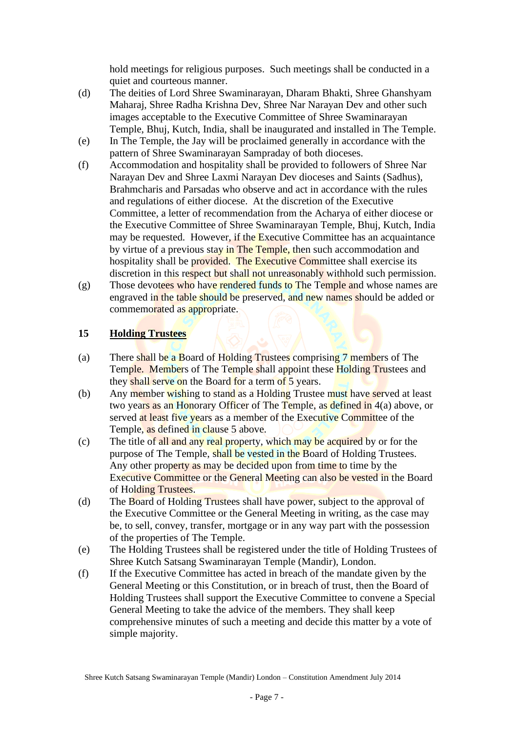hold meetings for religious purposes. Such meetings shall be conducted in a quiet and courteous manner.

(d) The deities of Lord Shree Swaminarayan, Dharam Bhakti, Shree Ghanshyam Maharaj, Shree Radha Krishna Dev, Shree Nar Narayan Dev and other such images acceptable to the Executive Committee of Shree Swaminarayan Temple, Bhuj, Kutch, India, shall be inaugurated and installed in The Temple.

(e) In The Temple, the Jay will be proclaimed generally in accordance with the pattern of Shree Swaminarayan Sampraday of both dioceses.

(f) Accommodation and hospitality shall be provided to followers of Shree Nar Narayan Dev and Shree Laxmi Narayan Dev dioceses and Saints (Sadhus), Brahmcharis and Parsadas who observe and act in accordance with the rules and regulations of either diocese. At the discretion of the Executive Committee, a letter of recommendation from the Acharya of either diocese or the Executive Committee of Shree Swaminarayan Temple, Bhuj, Kutch, India may be requested. However, if the Executive Committee has an acquaintance by virtue of a previous stay in The Temple, then such accommodation and hospitality shall be provided. The Executive Committee shall exercise its discretion in this respect but shall not unreasonably withhold such permission.

(g) Those devotees who have rendered funds to The Temple and whose names are engraved in the table should be preserved, and new names should be added or commemorated as appropriate.

## 15 Holding Trustees

(a) There shall be a Board of Holding Trustees comprising 7 members of The Temple. Members of The Temple shall appoint these Holding Trustees and they shall serve on the Board for a term of 5 years.

(b) Any member wishing to stand as a Holding Trustee must have served at least two years as an Honorary Officer of The Temple, as defined in 4(a) above, or served at least five years as a member of the Executive Committee of the Temple, as defined in clause 5 above.

(c) The title of all and any real property, which may be acquired by or for the purpose of The Temple, shall be vested in the Board of Holding Trustees. Any other property as may be decided upon from time to time by the Executive Committee or the General Meeting can also be vested in the Board of Holding Trustees.

(d) The Board of Holding Trustees shall have power, subject to the approval of the Executive Committee or the General Meeting in writing, as the case may be, to sell, convey, transfer, mortgage or in any way part with the possession of the properties of The Temple.

(e) The Holding Trustees shall be registered under the title of Holding Trustees of Shree Kutch Satsang Swaminarayan Temple (Mandir), London.

(f) If the Executive Committee has acted in breach of the mandate given by the General Meeting or this Constitution, or in breach of trust, then the Board of Holding Trustees shall support the Executive Committee to convene a Special General Meeting to take the advice of the members. They shall keep comprehensive minutes of such a meeting and decide this matter by a vote of simple majority.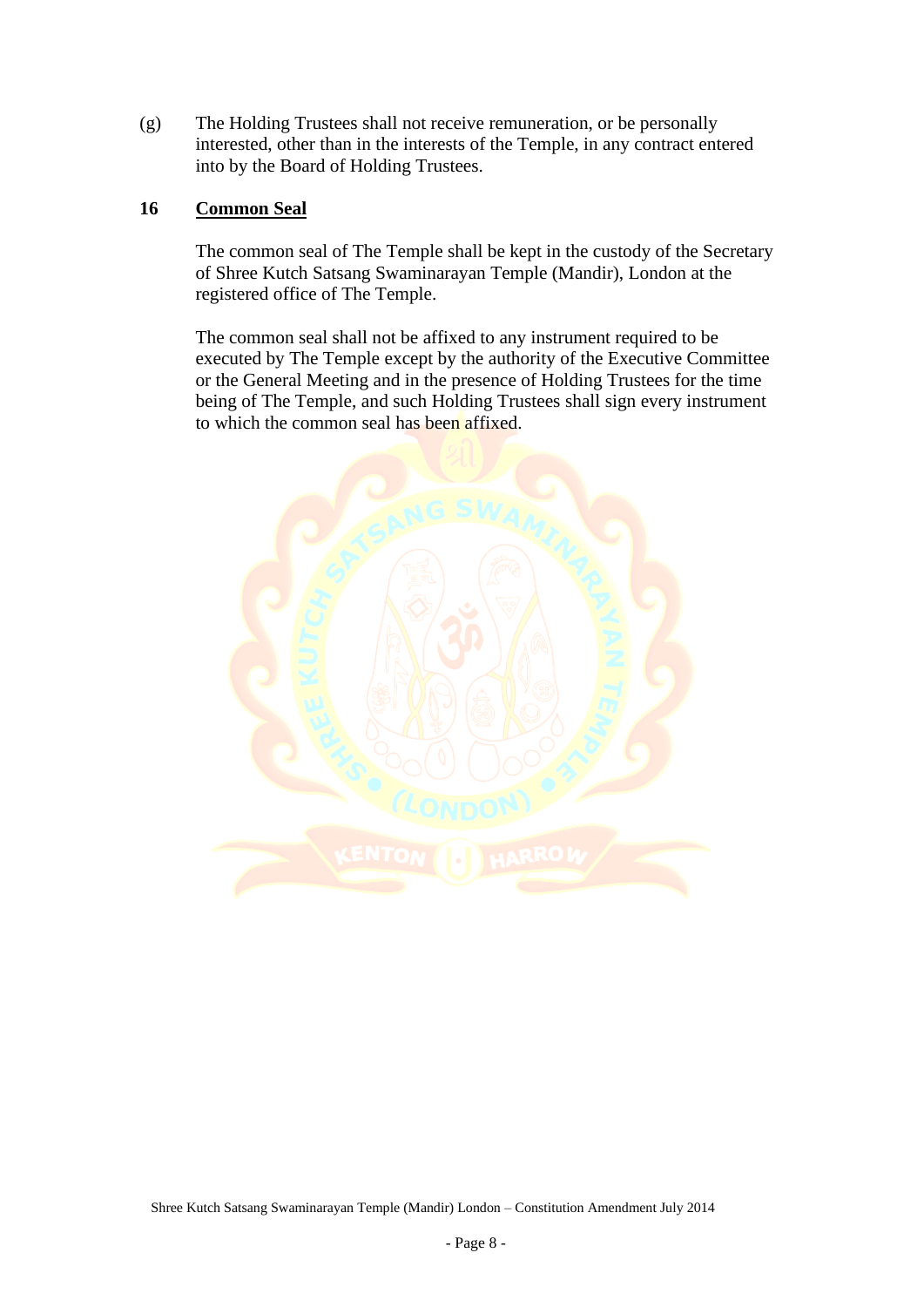(g) The Holding Trustees shall not receive remuneration, or be personally interested, other than in the interests of the Temple, in any contract entered into by the Board of Holding Trustees.

## 16 Common Seal

The common seal of The Temple shall be kept in the custody of the Secretary of Shree Kutch Satsang Swaminarayan Temple (Mandir), London at the registered office of The Temple.

The common seal shall not be affixed to any instrument required to be executed by The Temple except by the authority of the Executive Committee or the General Meeting and in the presence of Holding Trustees for the time being of The Temple, and such Holding Trustees shall sign every instrument to which the common seal has been affixed.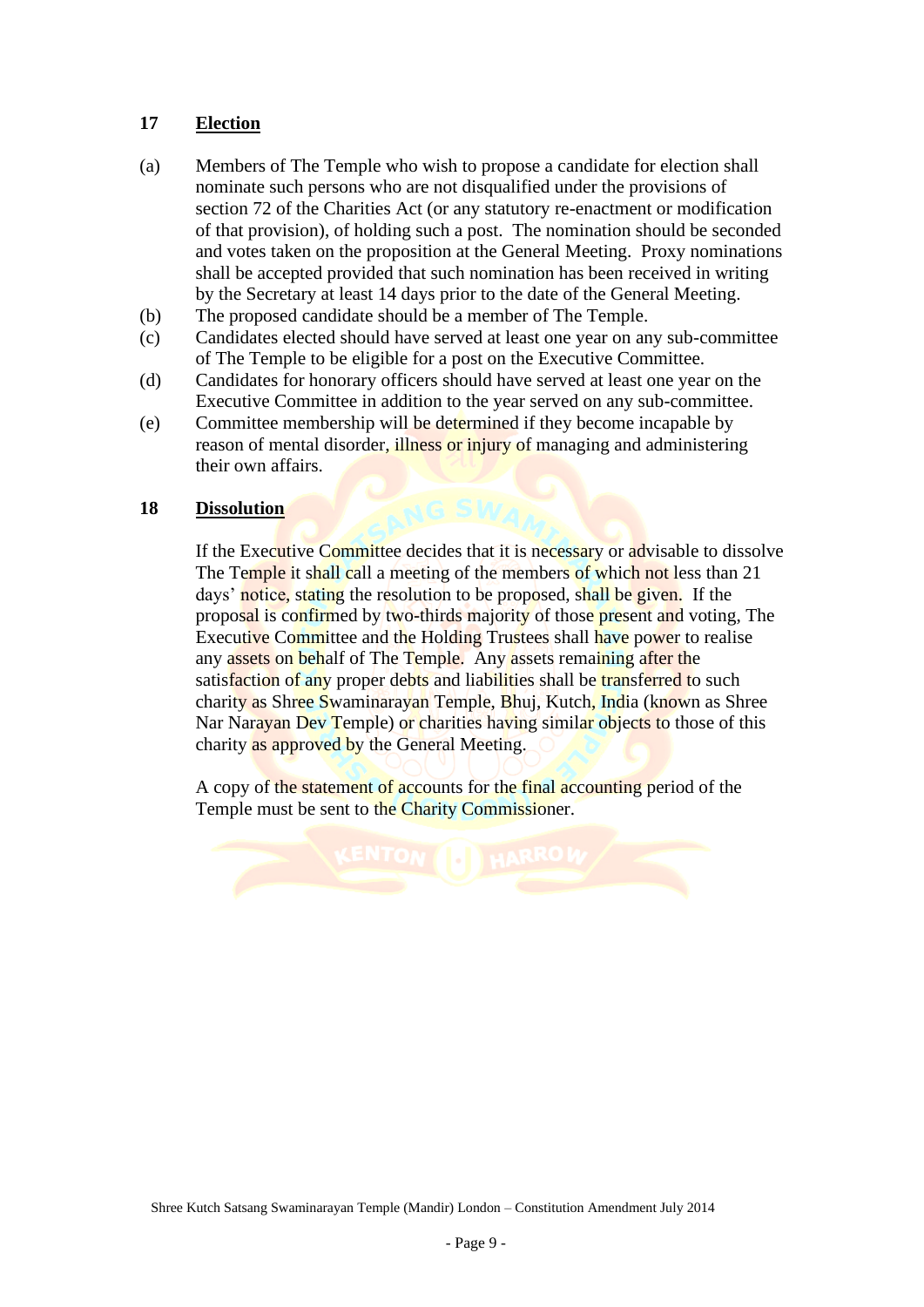## 17 Election

(a) Members of The Temple who wish to propose a candidate for election shall nominate such persons who are not disqualified under the provisions of section 72 of the Charities Act (or any statutory re-enactment or modification of that provision), of holding such a post. The nomination should be seconded and votes taken on the proposition at the General Meeting. Proxy nominations shall be accepted provided that such nomination has been received in writing by the Secretary at least 14 days prior to the date of the General Meeting.

(b) The proposed candidate should be a member of The Temple.

(c) Candidates elected should have served at least one year on any sub-committee of The Temple to be eligible for a post on the Executive Committee.

(d) Candidates for honorary officers should have served at least one year on the Executive Committee in addition to the year served on any sub-committee.

(e) Committee membership will be determined if they become incapable by reason of mental disorder, illness or injury of managing and administering their own affairs.

## 18 Dissolution

If the Executive Committee decides that it is necessary or advisable to dissolve The Temple it shall call a meeting of the members of which not less than 21 days' notice, stating the resolution to be proposed, shall be given. If the proposal is confirmed by two-thirds majority of those present and voting, The Executive Committee and the Holding Trustees shall have power to realise any assets on behalf of The Temple. Any assets remaining after the satisfaction of any proper debts and liabilities shall be transferred to such charity as Shree Swaminarayan Temple, Bhuj, Kutch, India (known as Shree Nar Narayan Dev Temple) or charities having similar objects to those of this charity as approved by the General Meeting.

A copy of the statement of accounts for the final accounting period of the Temple must be sent to the Charity Commissioner.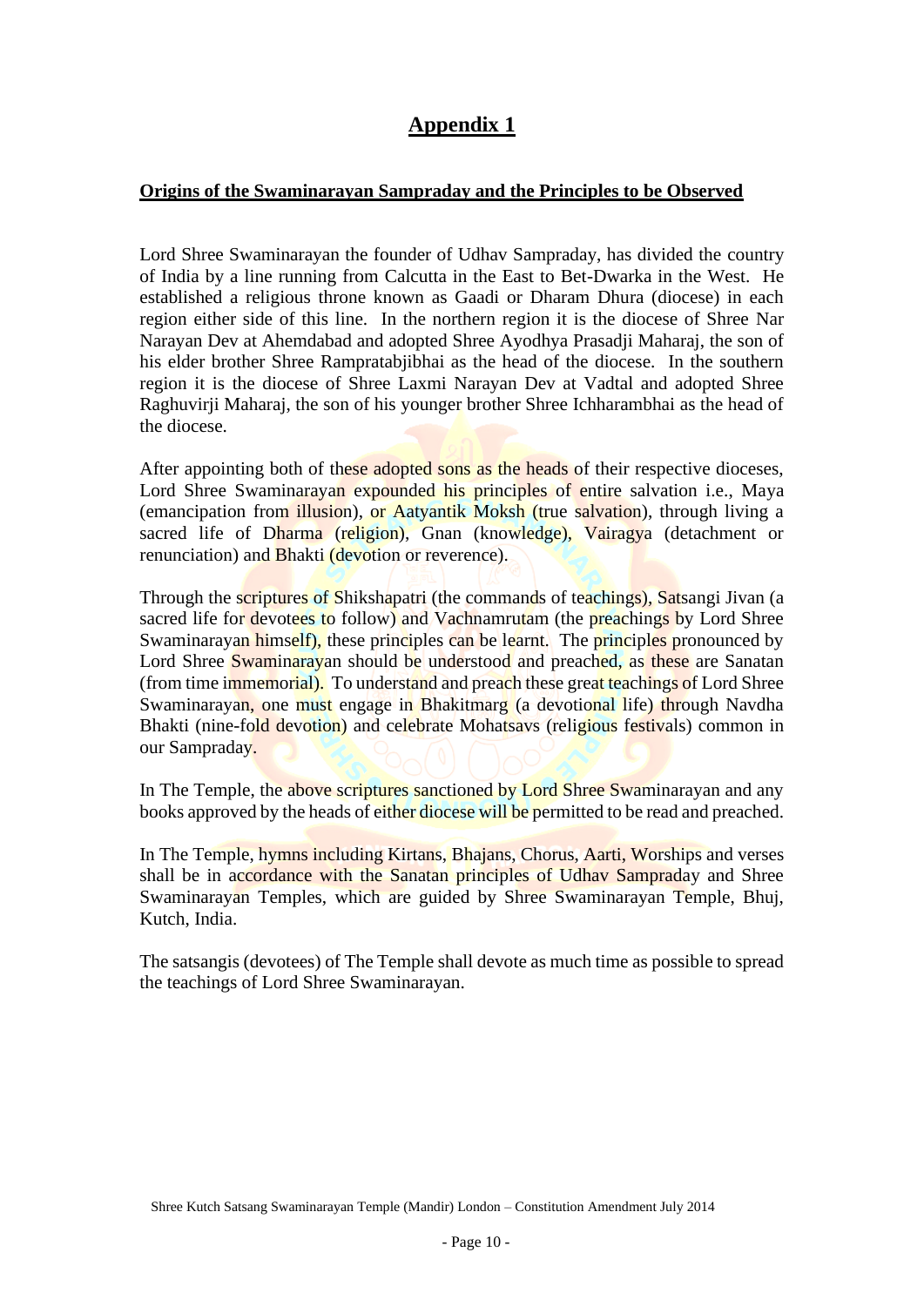# Appendix 1

## Origins of the Swaminarayan Sampraday and the Principles to be Observed

Lord Shree Swaminarayan the founder of Udhav Sampraday, has divided the country of India by a line running from Calcutta in the East to Bet-Dwarka in the West. He established a religious throne known as Gaadi or Dharam Dhura (diocese) in each region either side of this line. In the northern region it is the diocese of Shree Nar Narayan Dev at Ahemdabad and adopted Shree Ayodhya Prasadji Maharaj, the son of his elder brother Shree Rampratabjibhai as the head of the diocese. In the southern region it is the diocese of Shree Laxmi Narayan Dev at Vadtal and adopted Shree Raghuvirji Maharaj, the son of his younger brother Shree Ichharambhai as the head of the diocese.

After appointing both of these adopted sons as the heads of their respective dioceses, Lord Shree Swaminarayan expounded his principles of entire salvation i.e., Maya (emancipation from illusion), or Aatyantik Moksh (true salvation), through living a sacred life of Dharma (religion), Gnan (knowledge), Vairagya (detachment or renunciation) and Bhakti (devotion or reverence).

Through the scriptures of Shikshapatri (the commands of teachings), Satsangi Jivan (a sacred life for devotees to follow) and Vachnamrutam (the preachings by Lord Shree Swaminarayan himself), these principles can be learnt. The principles pronounced by Lord Shree Swaminarayan should be understood and preached, as these are Sanatan (from time immemorial). To understand and preach these great teachings of Lord Shree Swaminarayan, one must engage in Bhakitmarg (a devotional life) through Navdha Bhakti (nine-fold devotion) and celebrate Mohatsavs (religious festivals) common in our Sampraday.

In The Temple, the above scriptures sanctioned by Lord Shree Swaminarayan and any books approved by the heads of either diocese will be permitted to be read and preached.

In The Temple, hymns including Kirtans, Bhajans, Chorus, Aarti, Worships and verses shall be in accordance with the Sanatan principles of Udhav Sampraday and Shree Swaminarayan Temples, which are guided by Shree Swaminarayan Temple, Bhuj, Kutch, India.

The satsangis (devotees) of The Temple shall devote as much time as possible to spread the teachings of Lord Shree Swaminarayan.